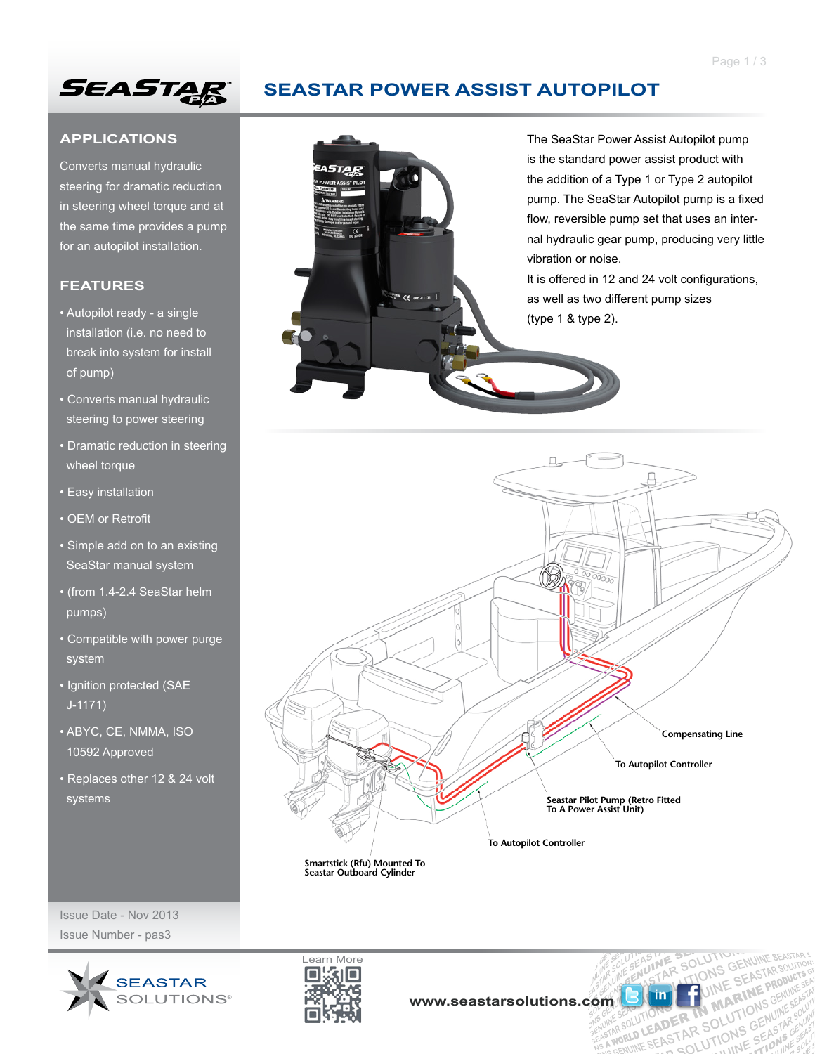# SEASTAR POWER ASSIST AUTOPILOT

## APPLICATIONS

Converts manual hydraulic steering for dramatic reduction in steering wheel torque and at the same time provides a pump for an autopilot installation.

## FEATURES

- Autopilot ready - a single installation (i.e. no need to break into system for install of pump)
- Converts manual hydraulic steering to power steering
- Dramatic reduction in steering wheel torque
- Easy installation
- OEM or Retrofit
- Simple add on to an existing SeaStar manual system
- (from 1.4-2.4 SeaStar helm pumps)
- Compatible with power purge system
- Ignition protected (SAE J-1171)
- ABYC, CE, NMMA, ISO 10592 Approved
- Replaces other 12 & 24 volt systems

Issue Date - Nov 2013

Issue Number - pas3

The SeaStar Power Assist Autopilot pump is the standard power assist product with the addition of a Type 1 or Type 2 autopilot pump. The SeaStar Autopilot pump is a fixed flow, reversible pump set that uses an internal hydraulic gear pump, producing very little vibration or noise.

It is offered in 12 and 24 volt configurations, as well as two different pump sizes (type 1 & type 2).

Compensating Line

To Autopilot Controller

Seastar Pilot Pump (Retro Fitted To A Power Assist Unit)

To Autopilot Controller

Smartstick (Rfu) Mounted To Seastar Outboard Cylinder

Learn More

www.seastarsolutions.com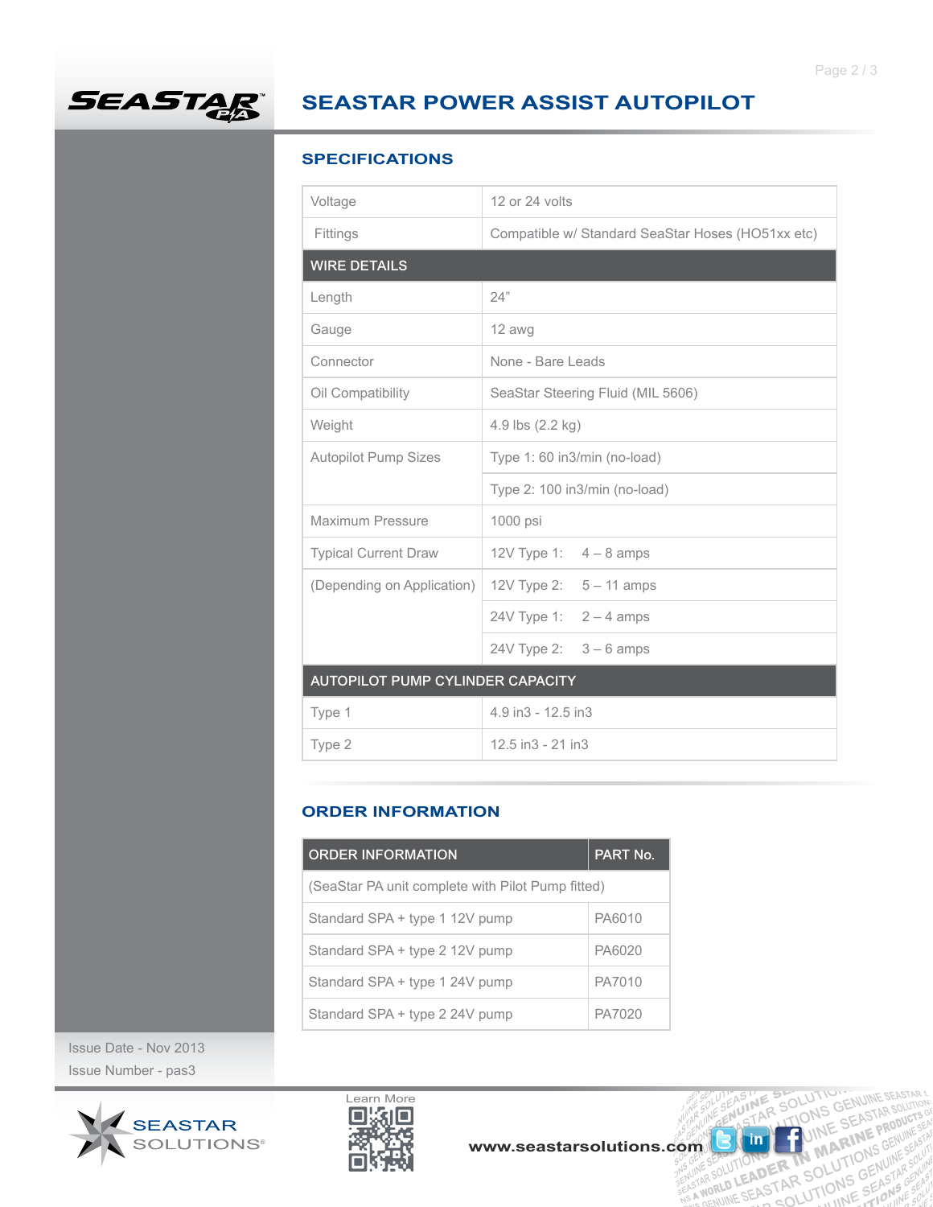# SEASTAR POWER ASSIST AUTOPILOT

## SPECIFICATIONS

| | |
|---|---|
| Voltage | 12 or 24 volts |
| Fittings | Compatible w/ Standard SeaStar Hoses (HO51xx etc) |
| **WIRE DETAILS** | |
| Length | 24” |
| Gauge | 12 awg |
| Connector | None - Bare Leads |
| Oil Compatibility | SeaStar Steering Fluid (MIL 5606) |
| Weight | 4.9 lbs (2.2 kg) |
| Autopilot Pump Sizes | Type 1: 60 in3/min (no-load) |
| | Type 2: 100 in3/min (no-load) |
| Maximum Pressure | 1000 psi |
| Typical Current Draw | 12V Type 1: 4 – 8 amps |
| (Depending on Application) | 12V Type 2: 5 – 11 amps |
| | 24V Type 1: 2 – 4 amps |
| | 24V Type 2: 3 – 6 amps |
| **AUTOPILOT PUMP CYLINDER CAPACITY** | |
| Type 1 | 4.9 in3 - 12.5 in3 |
| Type 2 | 12.5 in3 - 21 in3 |

## ORDER INFORMATION

| ORDER INFORMATION | PART No. |
|---|---|
| (SeaStar PA unit complete with Pilot Pump fitted) | |
| Standard SPA + type 1 12V pump | PA6010 |
| Standard SPA + type 2 12V pump | PA6020 |
| Standard SPA + type 1 24V pump | PA7010 |
| Standard SPA + type 2 24V pump | PA7020 |

Issue Date - Nov 2013
Issue Number - pas3

Learn More

www.seastarsolutions.com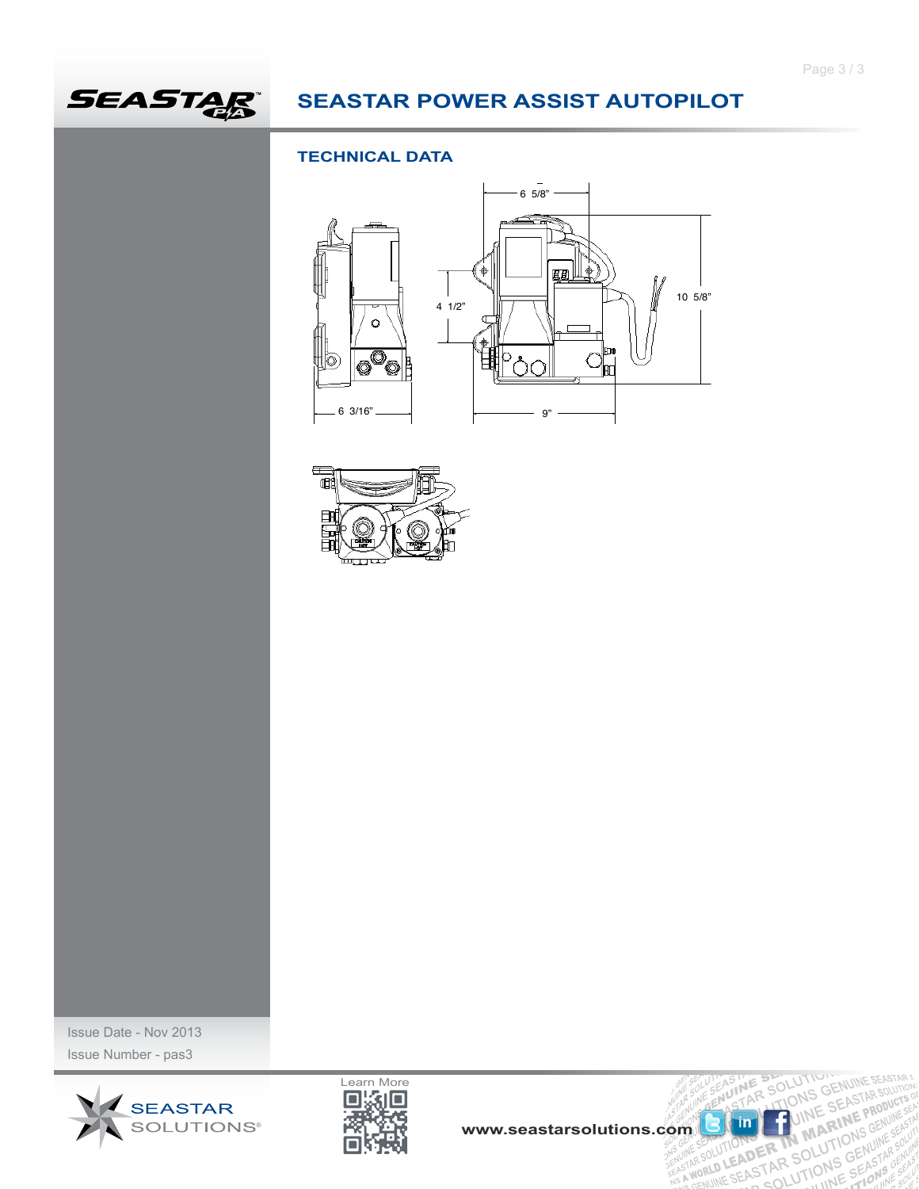# SEASTAR POWER ASSIST AUTOPILOT

## TECHNICAL DATA

6 5/8"

4 1/2"

10 5/8"

6 3/16"

9"

Issue Date - Nov 2013

Issue Number - pas3

Learn More

www.seastarsolutions.com